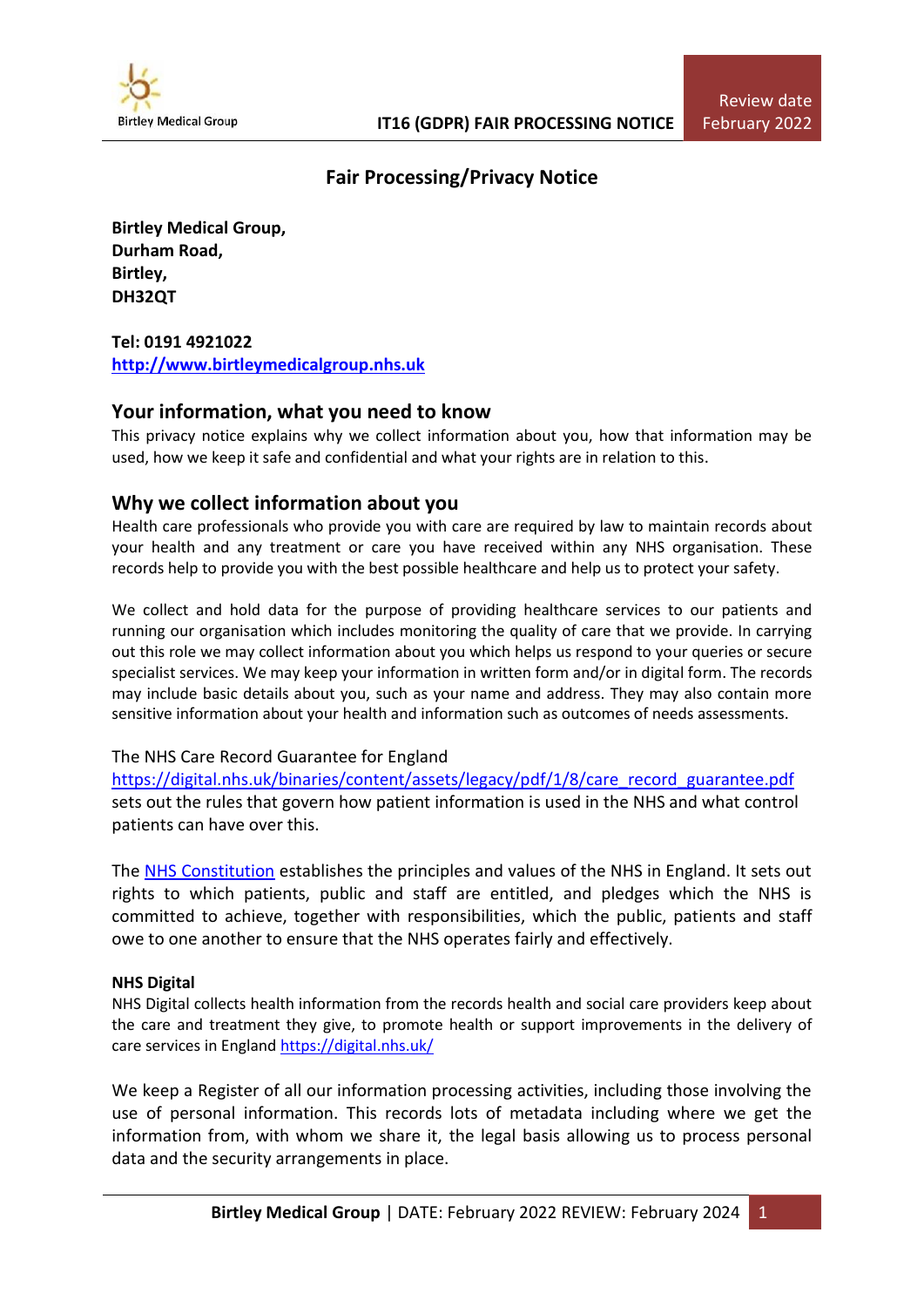# Fair Processing/Privacy Notice

**Birtley Medical Group,**
**Durham Road,**
**Birtley,**
**DH32QT**

**Tel: 0191 4921022**
**http://www.birtleymedicalgroup.nhs.uk**

## Your information, what you need to know

This privacy notice explains why we collect information about you, how that information may be used, how we keep it safe and confidential and what your rights are in relation to this.

## Why we collect information about you

Health care professionals who provide you with care are required by law to maintain records about your health and any treatment or care you have received within any NHS organisation. These records help to provide you with the best possible healthcare and help us to protect your safety.

We collect and hold data for the purpose of providing healthcare services to our patients and running our organisation which includes monitoring the quality of care that we provide. In carrying out this role we may collect information about you which helps us respond to your queries or secure specialist services. We may keep your information in written form and/or in digital form. The records may include basic details about you, such as your name and address. They may also contain more sensitive information about your health and information such as outcomes of needs assessments.

The NHS Care Record Guarantee for England https://digital.nhs.uk/binaries/content/assets/legacy/pdf/1/8/care_record_guarantee.pdf sets out the rules that govern how patient information is used in the NHS and what control patients can have over this.

The NHS Constitution establishes the principles and values of the NHS in England. It sets out rights to which patients, public and staff are entitled, and pledges which the NHS is committed to achieve, together with responsibilities, which the public, patients and staff owe to one another to ensure that the NHS operates fairly and effectively.

**NHS Digital**

NHS Digital collects health information from the records health and social care providers keep about the care and treatment they give, to promote health or support improvements in the delivery of care services in England https://digital.nhs.uk/

We keep a Register of all our information processing activities, including those involving the use of personal information. This records lots of metadata including where we get the information from, with whom we share it, the legal basis allowing us to process personal data and the security arrangements in place.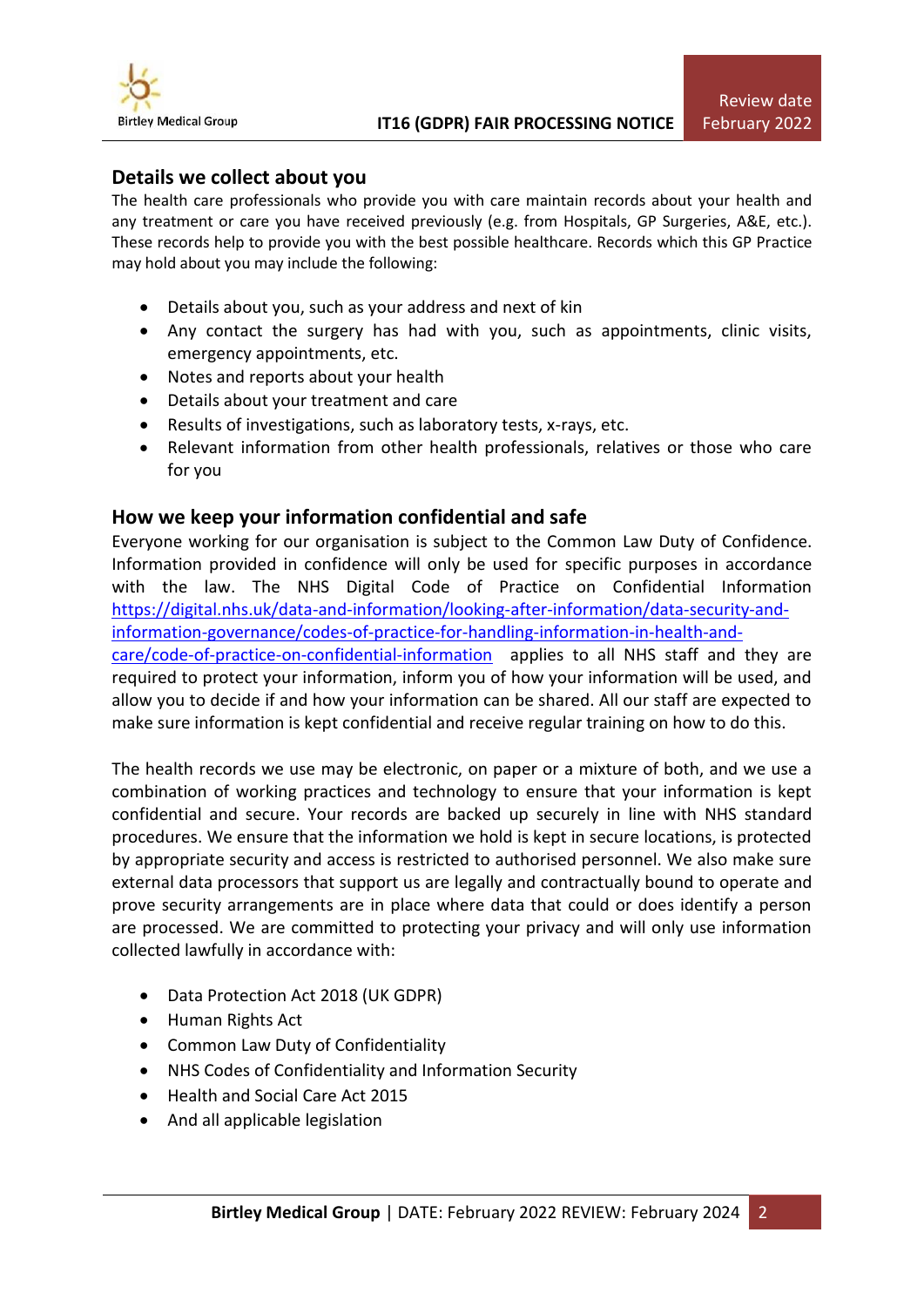## Details we collect about you

The health care professionals who provide you with care maintain records about your health and any treatment or care you have received previously (e.g. from Hospitals, GP Surgeries, A&E, etc.). These records help to provide you with the best possible healthcare. Records which this GP Practice may hold about you may include the following:

- Details about you, such as your address and next of kin
- Any contact the surgery has had with you, such as appointments, clinic visits, emergency appointments, etc.
- Notes and reports about your health
- Details about your treatment and care
- Results of investigations, such as laboratory tests, x-rays, etc.
- Relevant information from other health professionals, relatives or those who care for you

## How we keep your information confidential and safe

Everyone working for our organisation is subject to the Common Law Duty of Confidence. Information provided in confidence will only be used for specific purposes in accordance with the law. The NHS Digital Code of Practice on Confidential Information https://digital.nhs.uk/data-and-information/looking-after-information/data-security-and-information-governance/codes-of-practice-for-handling-information-in-health-and-care/code-of-practice-on-confidential-information applies to all NHS staff and they are required to protect your information, inform you of how your information will be used, and allow you to decide if and how your information can be shared. All our staff are expected to make sure information is kept confidential and receive regular training on how to do this.

The health records we use may be electronic, on paper or a mixture of both, and we use a combination of working practices and technology to ensure that your information is kept confidential and secure. Your records are backed up securely in line with NHS standard procedures. We ensure that the information we hold is kept in secure locations, is protected by appropriate security and access is restricted to authorised personnel. We also make sure external data processors that support us are legally and contractually bound to operate and prove security arrangements are in place where data that could or does identify a person are processed. We are committed to protecting your privacy and will only use information collected lawfully in accordance with:

- Data Protection Act 2018 (UK GDPR)
- Human Rights Act
- Common Law Duty of Confidentiality
- NHS Codes of Confidentiality and Information Security
- Health and Social Care Act 2015
- And all applicable legislation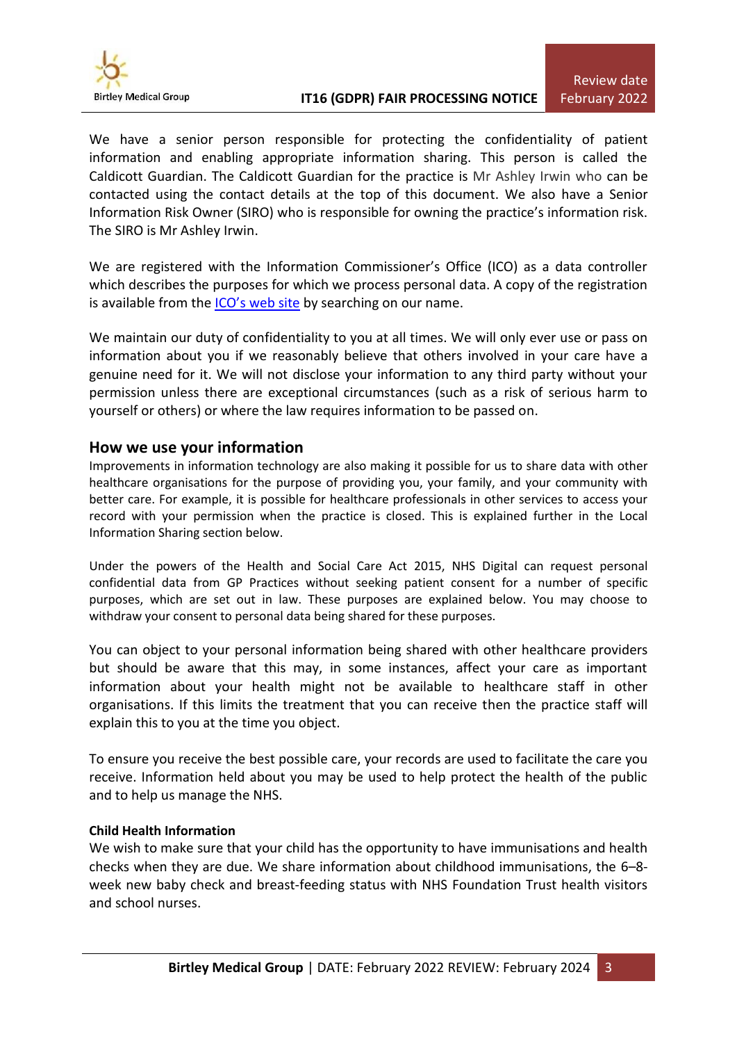We have a senior person responsible for protecting the confidentiality of patient information and enabling appropriate information sharing. This person is called the Caldicott Guardian. The Caldicott Guardian for the practice is Mr Ashley Irwin who can be contacted using the contact details at the top of this document. We also have a Senior Information Risk Owner (SIRO) who is responsible for owning the practice's information risk. The SIRO is Mr Ashley Irwin.

We are registered with the Information Commissioner's Office (ICO) as a data controller which describes the purposes for which we process personal data. A copy of the registration is available from the ICO's web site by searching on our name.

We maintain our duty of confidentiality to you at all times. We will only ever use or pass on information about you if we reasonably believe that others involved in your care have a genuine need for it. We will not disclose your information to any third party without your permission unless there are exceptional circumstances (such as a risk of serious harm to yourself or others) or where the law requires information to be passed on.

## How we use your information

Improvements in information technology are also making it possible for us to share data with other healthcare organisations for the purpose of providing you, your family, and your community with better care. For example, it is possible for healthcare professionals in other services to access your record with your permission when the practice is closed. This is explained further in the Local Information Sharing section below.

Under the powers of the Health and Social Care Act 2015, NHS Digital can request personal confidential data from GP Practices without seeking patient consent for a number of specific purposes, which are set out in law. These purposes are explained below. You may choose to withdraw your consent to personal data being shared for these purposes.

You can object to your personal information being shared with other healthcare providers but should be aware that this may, in some instances, affect your care as important information about your health might not be available to healthcare staff in other organisations. If this limits the treatment that you can receive then the practice staff will explain this to you at the time you object.

To ensure you receive the best possible care, your records are used to facilitate the care you receive. Information held about you may be used to help protect the health of the public and to help us manage the NHS.

**Child Health Information**

We wish to make sure that your child has the opportunity to have immunisations and health checks when they are due. We share information about childhood immunisations, the 6–8-week new baby check and breast-feeding status with NHS Foundation Trust health visitors and school nurses.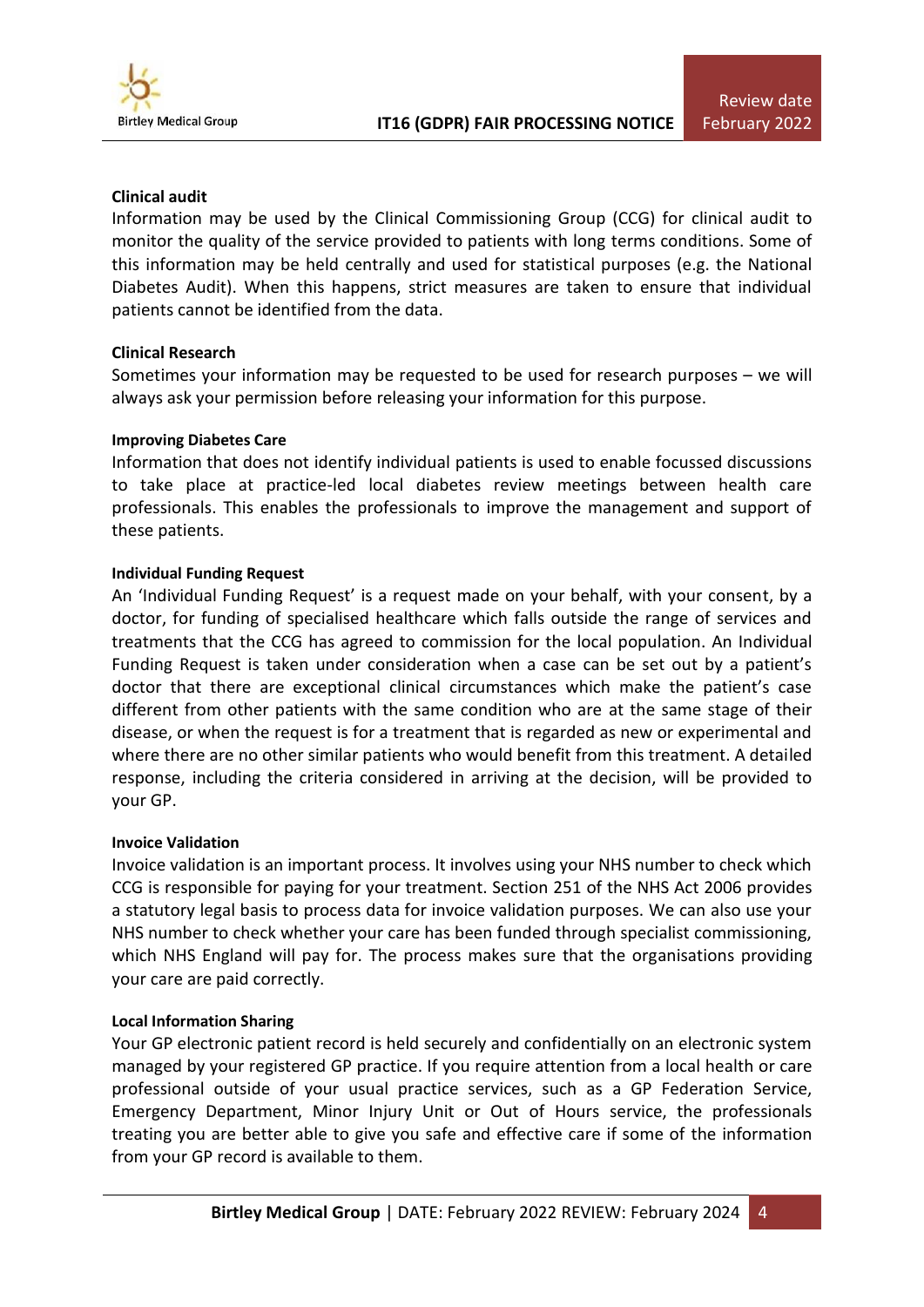**Clinical audit**

Information may be used by the Clinical Commissioning Group (CCG) for clinical audit to monitor the quality of the service provided to patients with long terms conditions. Some of this information may be held centrally and used for statistical purposes (e.g. the National Diabetes Audit). When this happens, strict measures are taken to ensure that individual patients cannot be identified from the data.

**Clinical Research**

Sometimes your information may be requested to be used for research purposes – we will always ask your permission before releasing your information for this purpose.

**Improving Diabetes Care**

Information that does not identify individual patients is used to enable focussed discussions to take place at practice-led local diabetes review meetings between health care professionals. This enables the professionals to improve the management and support of these patients.

**Individual Funding Request**

An 'Individual Funding Request' is a request made on your behalf, with your consent, by a doctor, for funding of specialised healthcare which falls outside the range of services and treatments that the CCG has agreed to commission for the local population. An Individual Funding Request is taken under consideration when a case can be set out by a patient's doctor that there are exceptional clinical circumstances which make the patient's case different from other patients with the same condition who are at the same stage of their disease, or when the request is for a treatment that is regarded as new or experimental and where there are no other similar patients who would benefit from this treatment. A detailed response, including the criteria considered in arriving at the decision, will be provided to your GP.

**Invoice Validation**

Invoice validation is an important process. It involves using your NHS number to check which CCG is responsible for paying for your treatment. Section 251 of the NHS Act 2006 provides a statutory legal basis to process data for invoice validation purposes. We can also use your NHS number to check whether your care has been funded through specialist commissioning, which NHS England will pay for. The process makes sure that the organisations providing your care are paid correctly.

**Local Information Sharing**

Your GP electronic patient record is held securely and confidentially on an electronic system managed by your registered GP practice. If you require attention from a local health or care professional outside of your usual practice services, such as a GP Federation Service, Emergency Department, Minor Injury Unit or Out of Hours service, the professionals treating you are better able to give you safe and effective care if some of the information from your GP record is available to them.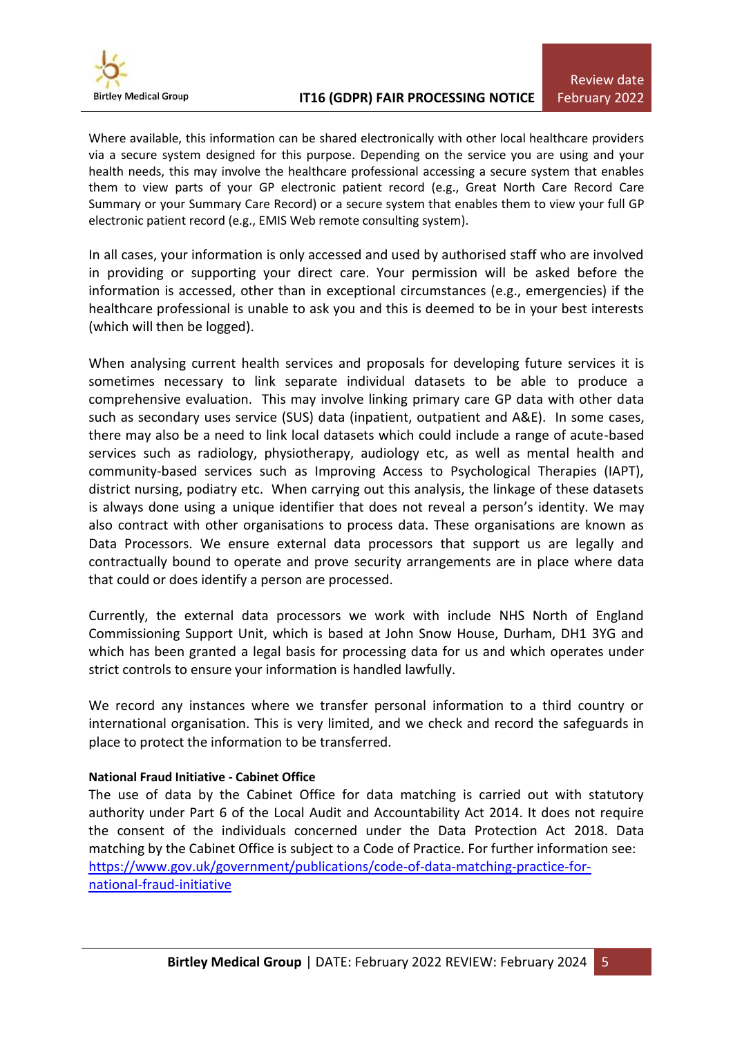Where available, this information can be shared electronically with other local healthcare providers via a secure system designed for this purpose. Depending on the service you are using and your health needs, this may involve the healthcare professional accessing a secure system that enables them to view parts of your GP electronic patient record (e.g., Great North Care Record Care Summary or your Summary Care Record) or a secure system that enables them to view your full GP electronic patient record (e.g., EMIS Web remote consulting system).

In all cases, your information is only accessed and used by authorised staff who are involved in providing or supporting your direct care. Your permission will be asked before the information is accessed, other than in exceptional circumstances (e.g., emergencies) if the healthcare professional is unable to ask you and this is deemed to be in your best interests (which will then be logged).

When analysing current health services and proposals for developing future services it is sometimes necessary to link separate individual datasets to be able to produce a comprehensive evaluation. This may involve linking primary care GP data with other data such as secondary uses service (SUS) data (inpatient, outpatient and A&E). In some cases, there may also be a need to link local datasets which could include a range of acute-based services such as radiology, physiotherapy, audiology etc, as well as mental health and community-based services such as Improving Access to Psychological Therapies (IAPT), district nursing, podiatry etc. When carrying out this analysis, the linkage of these datasets is always done using a unique identifier that does not reveal a person's identity. We may also contract with other organisations to process data. These organisations are known as Data Processors. We ensure external data processors that support us are legally and contractually bound to operate and prove security arrangements are in place where data that could or does identify a person are processed.

Currently, the external data processors we work with include NHS North of England Commissioning Support Unit, which is based at John Snow House, Durham, DH1 3YG and which has been granted a legal basis for processing data for us and which operates under strict controls to ensure your information is handled lawfully.

We record any instances where we transfer personal information to a third country or international organisation. This is very limited, and we check and record the safeguards in place to protect the information to be transferred.

**National Fraud Initiative - Cabinet Office**

The use of data by the Cabinet Office for data matching is carried out with statutory authority under Part 6 of the Local Audit and Accountability Act 2014. It does not require the consent of the individuals concerned under the Data Protection Act 2018. Data matching by the Cabinet Office is subject to a Code of Practice. For further information see: [https://www.gov.uk/government/publications/code-of-data-matching-practice-for-national-fraud-initiative](https://www.gov.uk/government/publications/code-of-data-matching-practice-for-national-fraud-initiative)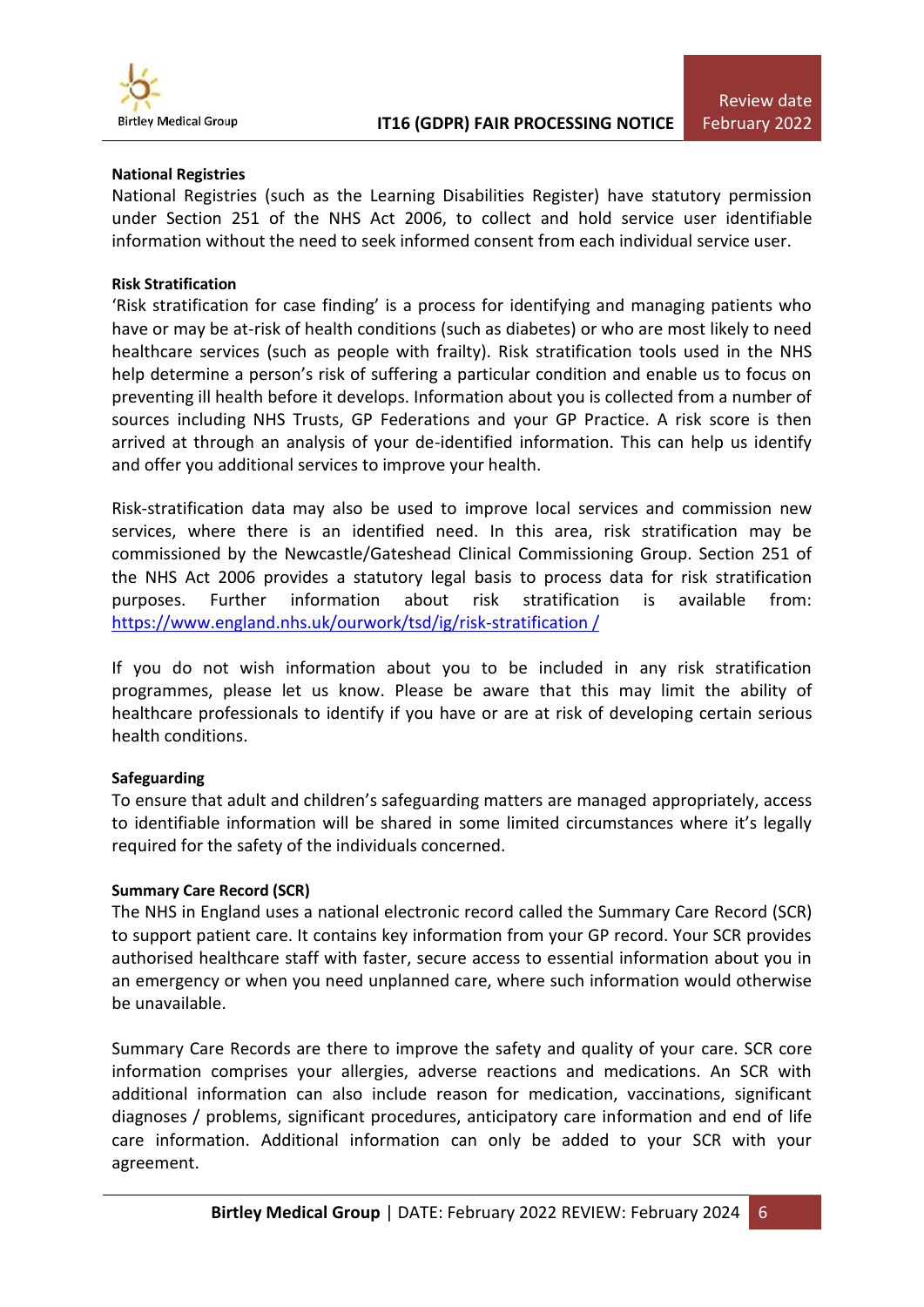**National Registries**

National Registries (such as the Learning Disabilities Register) have statutory permission under Section 251 of the NHS Act 2006, to collect and hold service user identifiable information without the need to seek informed consent from each individual service user.

**Risk Stratification**

'Risk stratification for case finding' is a process for identifying and managing patients who have or may be at-risk of health conditions (such as diabetes) or who are most likely to need healthcare services (such as people with frailty). Risk stratification tools used in the NHS help determine a person's risk of suffering a particular condition and enable us to focus on preventing ill health before it develops. Information about you is collected from a number of sources including NHS Trusts, GP Federations and your GP Practice. A risk score is then arrived at through an analysis of your de-identified information. This can help us identify and offer you additional services to improve your health.

Risk-stratification data may also be used to improve local services and commission new services, where there is an identified need. In this area, risk stratification may be commissioned by the Newcastle/Gateshead Clinical Commissioning Group. Section 251 of the NHS Act 2006 provides a statutory legal basis to process data for risk stratification purposes. Further information about risk stratification is available from: https://www.england.nhs.uk/ourwork/tsd/ig/risk-stratification /

If you do not wish information about you to be included in any risk stratification programmes, please let us know. Please be aware that this may limit the ability of healthcare professionals to identify if you have or are at risk of developing certain serious health conditions.

**Safeguarding**

To ensure that adult and children's safeguarding matters are managed appropriately, access to identifiable information will be shared in some limited circumstances where it's legally required for the safety of the individuals concerned.

**Summary Care Record (SCR)**

The NHS in England uses a national electronic record called the Summary Care Record (SCR) to support patient care. It contains key information from your GP record. Your SCR provides authorised healthcare staff with faster, secure access to essential information about you in an emergency or when you need unplanned care, where such information would otherwise be unavailable.

Summary Care Records are there to improve the safety and quality of your care. SCR core information comprises your allergies, adverse reactions and medications. An SCR with additional information can also include reason for medication, vaccinations, significant diagnoses / problems, significant procedures, anticipatory care information and end of life care information. Additional information can only be added to your SCR with your agreement.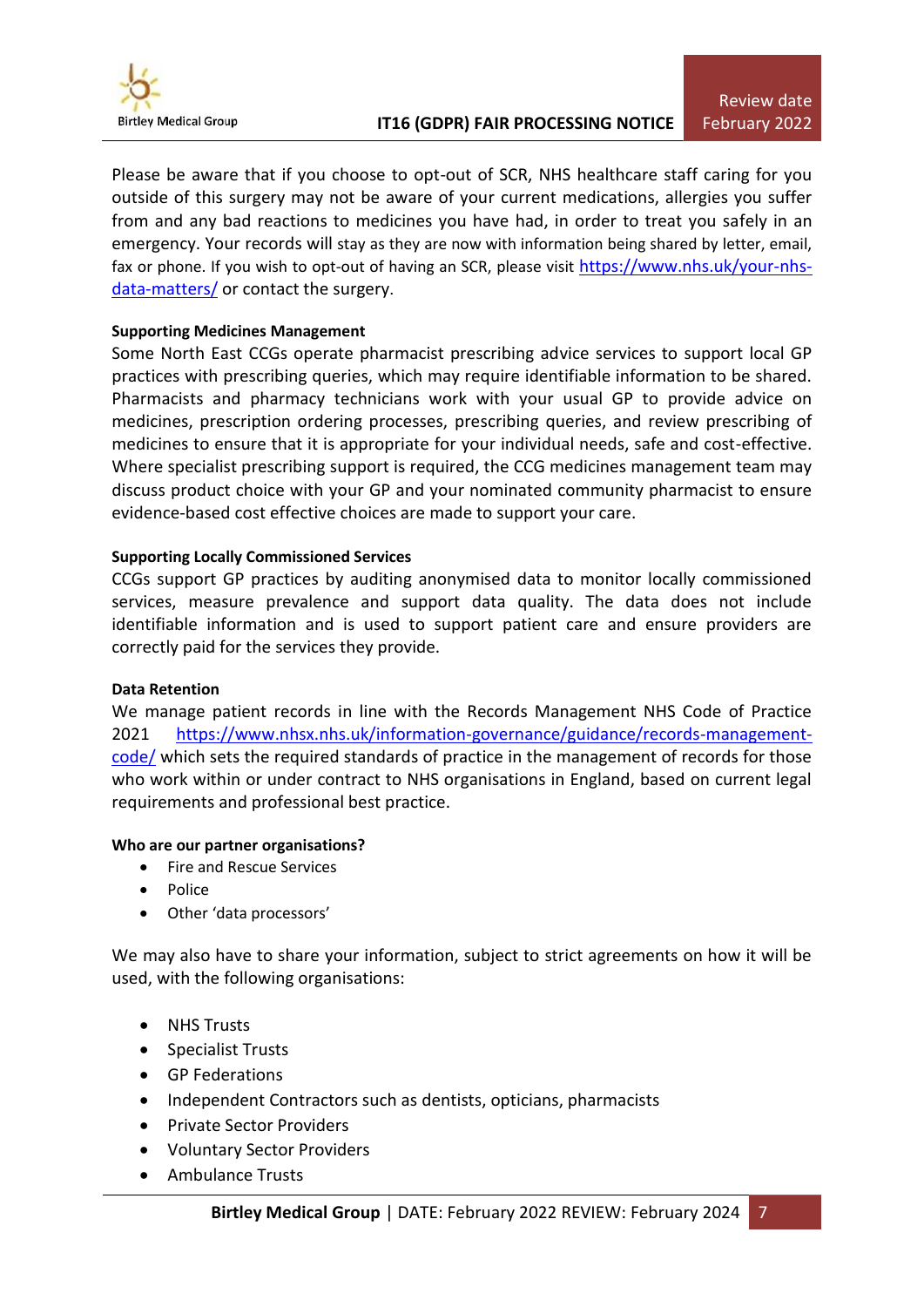Please be aware that if you choose to opt-out of SCR, NHS healthcare staff caring for you outside of this surgery may not be aware of your current medications, allergies you suffer from and any bad reactions to medicines you have had, in order to treat you safely in an emergency. Your records will stay as they are now with information being shared by letter, email, fax or phone. If you wish to opt-out of having an SCR, please visit https://www.nhs.uk/your-nhs-data-matters/ or contact the surgery.

**Supporting Medicines Management**

Some North East CCGs operate pharmacist prescribing advice services to support local GP practices with prescribing queries, which may require identifiable information to be shared. Pharmacists and pharmacy technicians work with your usual GP to provide advice on medicines, prescription ordering processes, prescribing queries, and review prescribing of medicines to ensure that it is appropriate for your individual needs, safe and cost-effective. Where specialist prescribing support is required, the CCG medicines management team may discuss product choice with your GP and your nominated community pharmacist to ensure evidence-based cost effective choices are made to support your care.

**Supporting Locally Commissioned Services**

CCGs support GP practices by auditing anonymised data to monitor locally commissioned services, measure prevalence and support data quality. The data does not include identifiable information and is used to support patient care and ensure providers are correctly paid for the services they provide.

**Data Retention**

We manage patient records in line with the Records Management NHS Code of Practice 2021 https://www.nhsx.nhs.uk/information-governance/guidance/records-management-code/ which sets the required standards of practice in the management of records for those who work within or under contract to NHS organisations in England, based on current legal requirements and professional best practice.

**Who are our partner organisations?**

- Fire and Rescue Services
- Police
- Other 'data processors'

We may also have to share your information, subject to strict agreements on how it will be used, with the following organisations:

- NHS Trusts
- Specialist Trusts
- GP Federations
- Independent Contractors such as dentists, opticians, pharmacists
- Private Sector Providers
- Voluntary Sector Providers
- Ambulance Trusts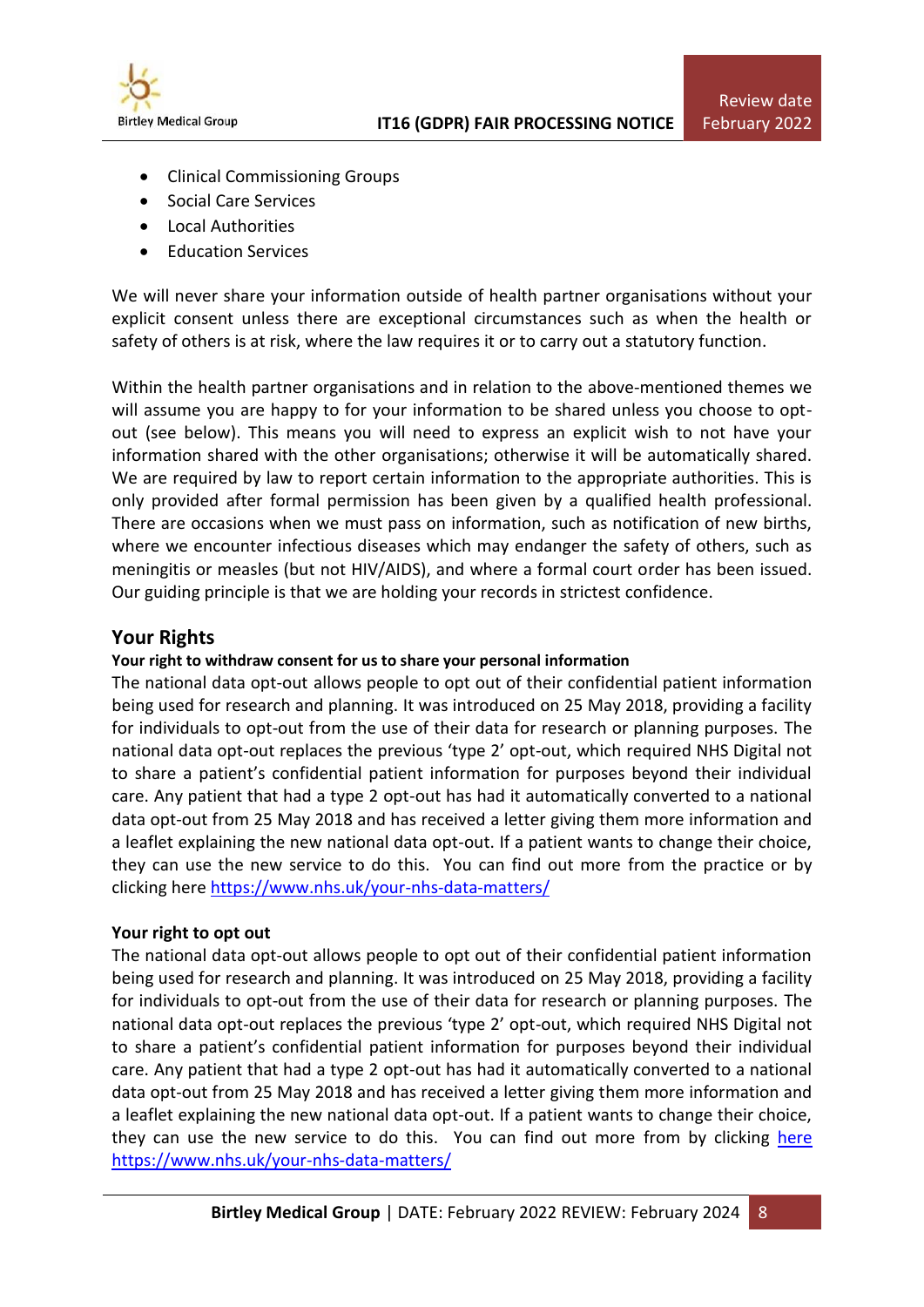- Clinical Commissioning Groups
- Social Care Services
- Local Authorities
- Education Services

We will never share your information outside of health partner organisations without your explicit consent unless there are exceptional circumstances such as when the health or safety of others is at risk, where the law requires it or to carry out a statutory function.

Within the health partner organisations and in relation to the above-mentioned themes we will assume you are happy to for your information to be shared unless you choose to opt-out (see below). This means you will need to express an explicit wish to not have your information shared with the other organisations; otherwise it will be automatically shared. We are required by law to report certain information to the appropriate authorities. This is only provided after formal permission has been given by a qualified health professional. There are occasions when we must pass on information, such as notification of new births, where we encounter infectious diseases which may endanger the safety of others, such as meningitis or measles (but not HIV/AIDS), and where a formal court order has been issued. Our guiding principle is that we are holding your records in strictest confidence.

## Your Rights

**Your right to withdraw consent for us to share your personal information**

The national data opt-out allows people to opt out of their confidential patient information being used for research and planning. It was introduced on 25 May 2018, providing a facility for individuals to opt-out from the use of their data for research or planning purposes. The national data opt-out replaces the previous 'type 2' opt-out, which required NHS Digital not to share a patient's confidential patient information for purposes beyond their individual care. Any patient that had a type 2 opt-out has had it automatically converted to a national data opt-out from 25 May 2018 and has received a letter giving them more information and a leaflet explaining the new national data opt-out. If a patient wants to change their choice, they can use the new service to do this. You can find out more from the practice or by clicking here https://www.nhs.uk/your-nhs-data-matters/

**Your right to opt out**

The national data opt-out allows people to opt out of their confidential patient information being used for research and planning. It was introduced on 25 May 2018, providing a facility for individuals to opt-out from the use of their data for research or planning purposes. The national data opt-out replaces the previous 'type 2' opt-out, which required NHS Digital not to share a patient's confidential patient information for purposes beyond their individual care. Any patient that had a type 2 opt-out has had it automatically converted to a national data opt-out from 25 May 2018 and has received a letter giving them more information and a leaflet explaining the new national data opt-out. If a patient wants to change their choice, they can use the new service to do this. You can find out more from by clicking here https://www.nhs.uk/your-nhs-data-matters/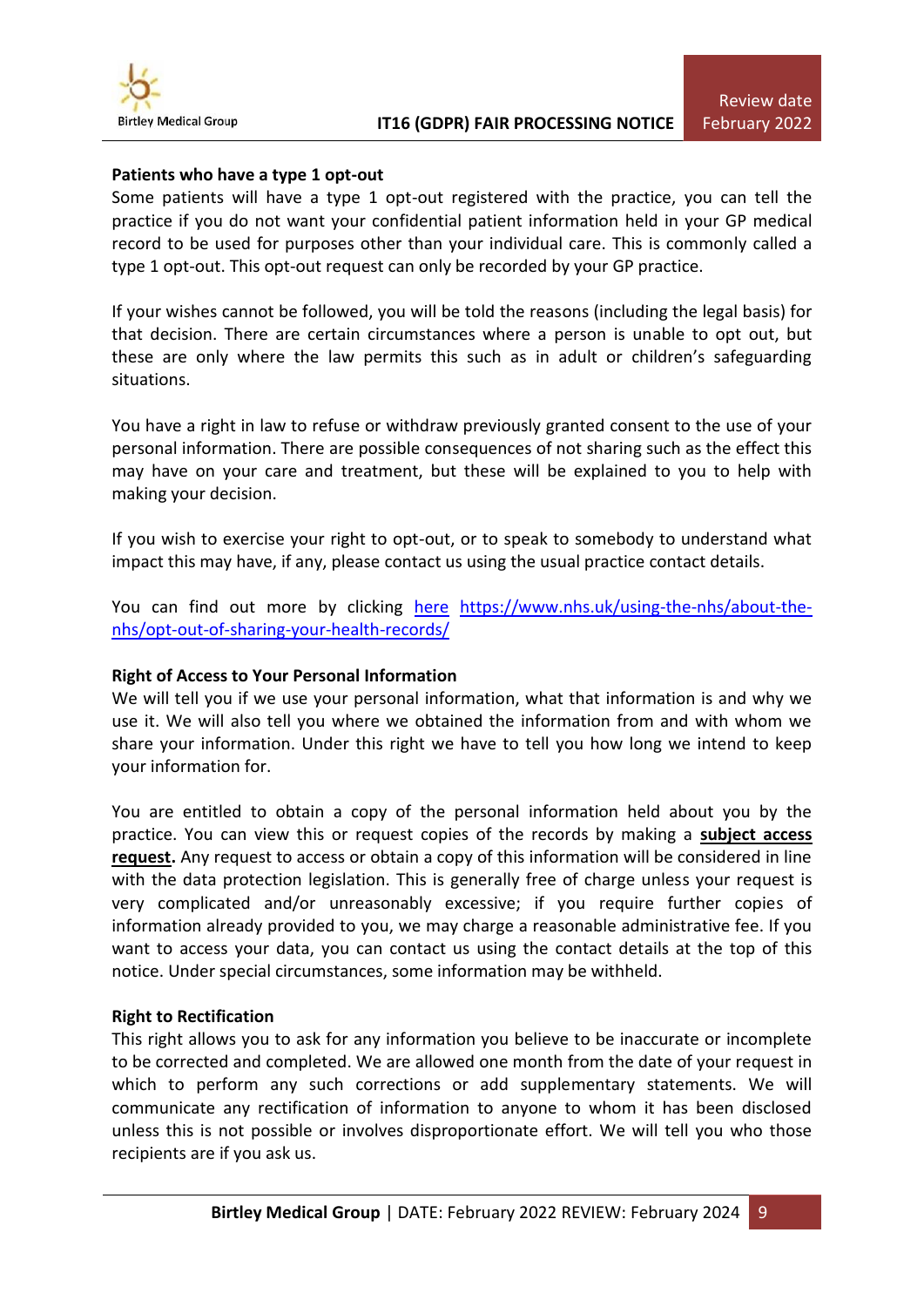**Patients who have a type 1 opt-out**

Some patients will have a type 1 opt-out registered with the practice, you can tell the practice if you do not want your confidential patient information held in your GP medical record to be used for purposes other than your individual care. This is commonly called a type 1 opt-out. This opt-out request can only be recorded by your GP practice.

If your wishes cannot be followed, you will be told the reasons (including the legal basis) for that decision. There are certain circumstances where a person is unable to opt out, but these are only where the law permits this such as in adult or children's safeguarding situations.

You have a right in law to refuse or withdraw previously granted consent to the use of your personal information. There are possible consequences of not sharing such as the effect this may have on your care and treatment, but these will be explained to you to help with making your decision.

If you wish to exercise your right to opt-out, or to speak to somebody to understand what impact this may have, if any, please contact us using the usual practice contact details.

You can find out more by clicking [here](https://www.nhs.uk/using-the-nhs/about-the-nhs/opt-out-of-sharing-your-health-records/) https://www.nhs.uk/using-the-nhs/about-the-nhs/opt-out-of-sharing-your-health-records/

**Right of Access to Your Personal Information**

We will tell you if we use your personal information, what that information is and why we use it. We will also tell you where we obtained the information from and with whom we share your information. Under this right we have to tell you how long we intend to keep your information for.

You are entitled to obtain a copy of the personal information held about you by the practice. You can view this or request copies of the records by making a **subject access request.** Any request to access or obtain a copy of this information will be considered in line with the data protection legislation. This is generally free of charge unless your request is very complicated and/or unreasonably excessive; if you require further copies of information already provided to you, we may charge a reasonable administrative fee. If you want to access your data, you can contact us using the contact details at the top of this notice. Under special circumstances, some information may be withheld.

**Right to Rectification**

This right allows you to ask for any information you believe to be inaccurate or incomplete to be corrected and completed. We are allowed one month from the date of your request in which to perform any such corrections or add supplementary statements. We will communicate any rectification of information to anyone to whom it has been disclosed unless this is not possible or involves disproportionate effort. We will tell you who those recipients are if you ask us.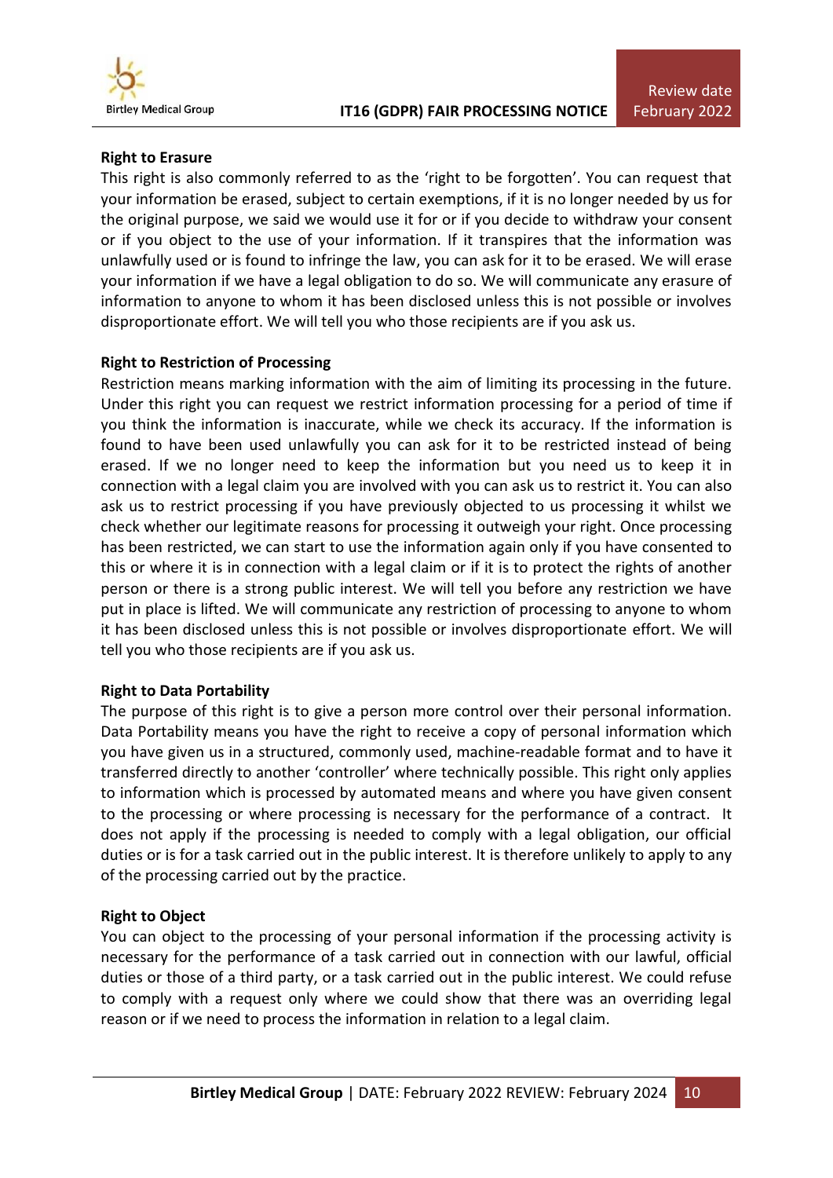**Right to Erasure**

This right is also commonly referred to as the 'right to be forgotten'. You can request that your information be erased, subject to certain exemptions, if it is no longer needed by us for the original purpose, we said we would use it for or if you decide to withdraw your consent or if you object to the use of your information. If it transpires that the information was unlawfully used or is found to infringe the law, you can ask for it to be erased. We will erase your information if we have a legal obligation to do so. We will communicate any erasure of information to anyone to whom it has been disclosed unless this is not possible or involves disproportionate effort. We will tell you who those recipients are if you ask us.

**Right to Restriction of Processing**

Restriction means marking information with the aim of limiting its processing in the future. Under this right you can request we restrict information processing for a period of time if you think the information is inaccurate, while we check its accuracy. If the information is found to have been used unlawfully you can ask for it to be restricted instead of being erased. If we no longer need to keep the information but you need us to keep it in connection with a legal claim you are involved with you can ask us to restrict it. You can also ask us to restrict processing if you have previously objected to us processing it whilst we check whether our legitimate reasons for processing it outweigh your right. Once processing has been restricted, we can start to use the information again only if you have consented to this or where it is in connection with a legal claim or if it is to protect the rights of another person or there is a strong public interest. We will tell you before any restriction we have put in place is lifted. We will communicate any restriction of processing to anyone to whom it has been disclosed unless this is not possible or involves disproportionate effort. We will tell you who those recipients are if you ask us.

**Right to Data Portability**

The purpose of this right is to give a person more control over their personal information. Data Portability means you have the right to receive a copy of personal information which you have given us in a structured, commonly used, machine-readable format and to have it transferred directly to another 'controller' where technically possible. This right only applies to information which is processed by automated means and where you have given consent to the processing or where processing is necessary for the performance of a contract. It does not apply if the processing is needed to comply with a legal obligation, our official duties or is for a task carried out in the public interest. It is therefore unlikely to apply to any of the processing carried out by the practice.

**Right to Object**

You can object to the processing of your personal information if the processing activity is necessary for the performance of a task carried out in connection with our lawful, official duties or those of a third party, or a task carried out in the public interest. We could refuse to comply with a request only where we could show that there was an overriding legal reason or if we need to process the information in relation to a legal claim.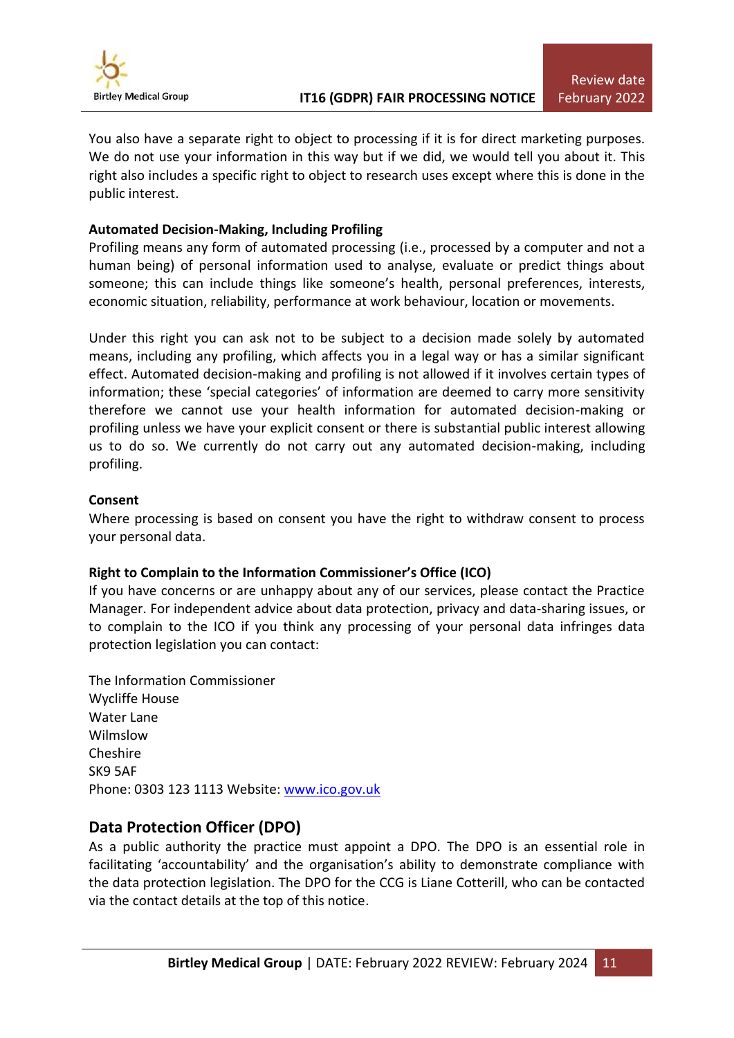You also have a separate right to object to processing if it is for direct marketing purposes. We do not use your information in this way but if we did, we would tell you about it. This right also includes a specific right to object to research uses except where this is done in the public interest.

**Automated Decision-Making, Including Profiling**
Profiling means any form of automated processing (i.e., processed by a computer and not a human being) of personal information used to analyse, evaluate or predict things about someone; this can include things like someone's health, personal preferences, interests, economic situation, reliability, performance at work behaviour, location or movements.

Under this right you can ask not to be subject to a decision made solely by automated means, including any profiling, which affects you in a legal way or has a similar significant effect. Automated decision-making and profiling is not allowed if it involves certain types of information; these 'special categories' of information are deemed to carry more sensitivity therefore we cannot use your health information for automated decision-making or profiling unless we have your explicit consent or there is substantial public interest allowing us to do so. We currently do not carry out any automated decision-making, including profiling.

**Consent**
Where processing is based on consent you have the right to withdraw consent to process your personal data.

**Right to Complain to the Information Commissioner's Office (ICO)**
If you have concerns or are unhappy about any of our services, please contact the Practice Manager. For independent advice about data protection, privacy and data-sharing issues, or to complain to the ICO if you think any processing of your personal data infringes data protection legislation you can contact:

The Information Commissioner
Wycliffe House
Water Lane
Wilmslow
Cheshire
SK9 5AF
Phone: 0303 123 1113 Website: [www.ico.gov.uk](http://www.ico.gov.uk)

## Data Protection Officer (DPO)

As a public authority the practice must appoint a DPO. The DPO is an essential role in facilitating 'accountability' and the organisation's ability to demonstrate compliance with the data protection legislation. The DPO for the CCG is Liane Cotterill, who can be contacted via the contact details at the top of this notice.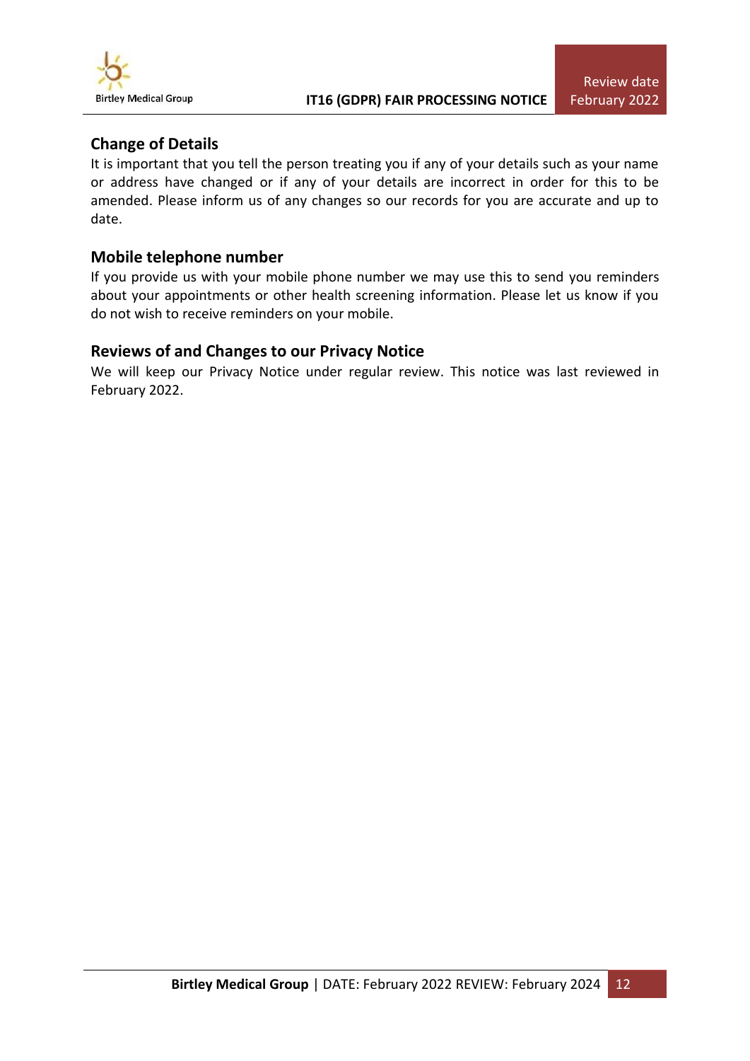## Change of Details

It is important that you tell the person treating you if any of your details such as your name or address have changed or if any of your details are incorrect in order for this to be amended. Please inform us of any changes so our records for you are accurate and up to date.

## Mobile telephone number

If you provide us with your mobile phone number we may use this to send you reminders about your appointments or other health screening information. Please let us know if you do not wish to receive reminders on your mobile.

## Reviews of and Changes to our Privacy Notice

We will keep our Privacy Notice under regular review. This notice was last reviewed in February 2022.